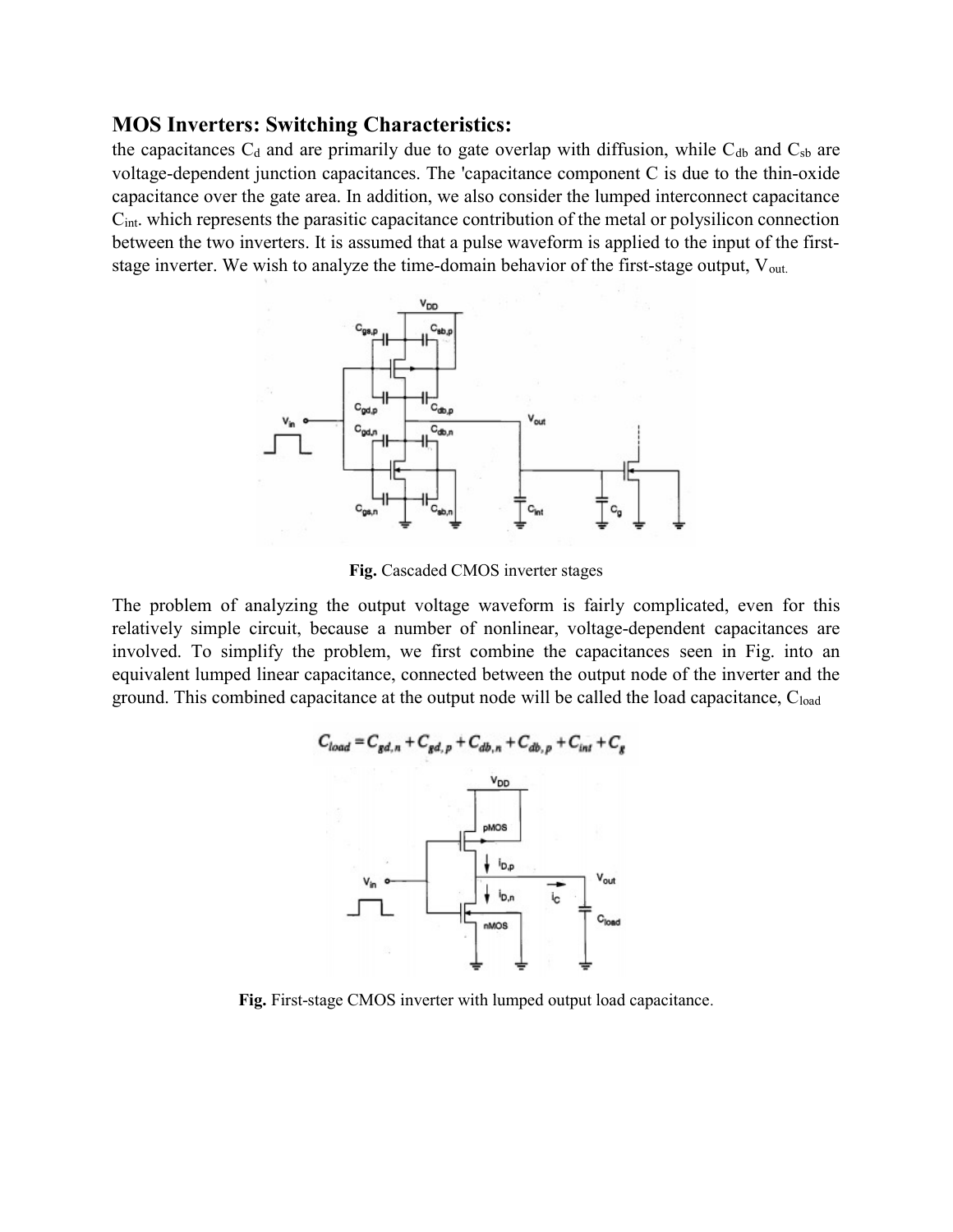## MOS Inverters: Switching Characteristics:

the capacitances $C_d$ and are primarily due to gate overlap with diffusion, while $C_{db}$ and $C_{sb}$ are voltage-dependent junction capacitances. The 'capacitance component C is due to the thin-oxide capacitance over the gate area. In addition, we also consider the lumped interconnect capacitance $C_{int}$. which represents the parasitic capacitance contribution of the metal or polysilicon connection between the two inverters. It is assumed that a pulse waveform is applied to the input of the first-stage inverter. We wish to analyze the time-domain behavior of the first-stage output, $V_{out}$.

**Fig.** Cascaded CMOS inverter stages

The problem of analyzing the output voltage waveform is fairly complicated, even for this relatively simple circuit, because a number of nonlinear, voltage-dependent capacitances are involved. To simplify the problem, we first combine the capacitances seen in Fig. into an equivalent lumped linear capacitance, connected between the output node of the inverter and the ground. This combined capacitance at the output node will be called the load capacitance, $C_{load}$

$$C_{load} = C_{gd,n} + C_{gd,p} + C_{db,n} + C_{db,p} + C_{int} + C_g$$

**Fig.** First-stage CMOS inverter with lumped output load capacitance.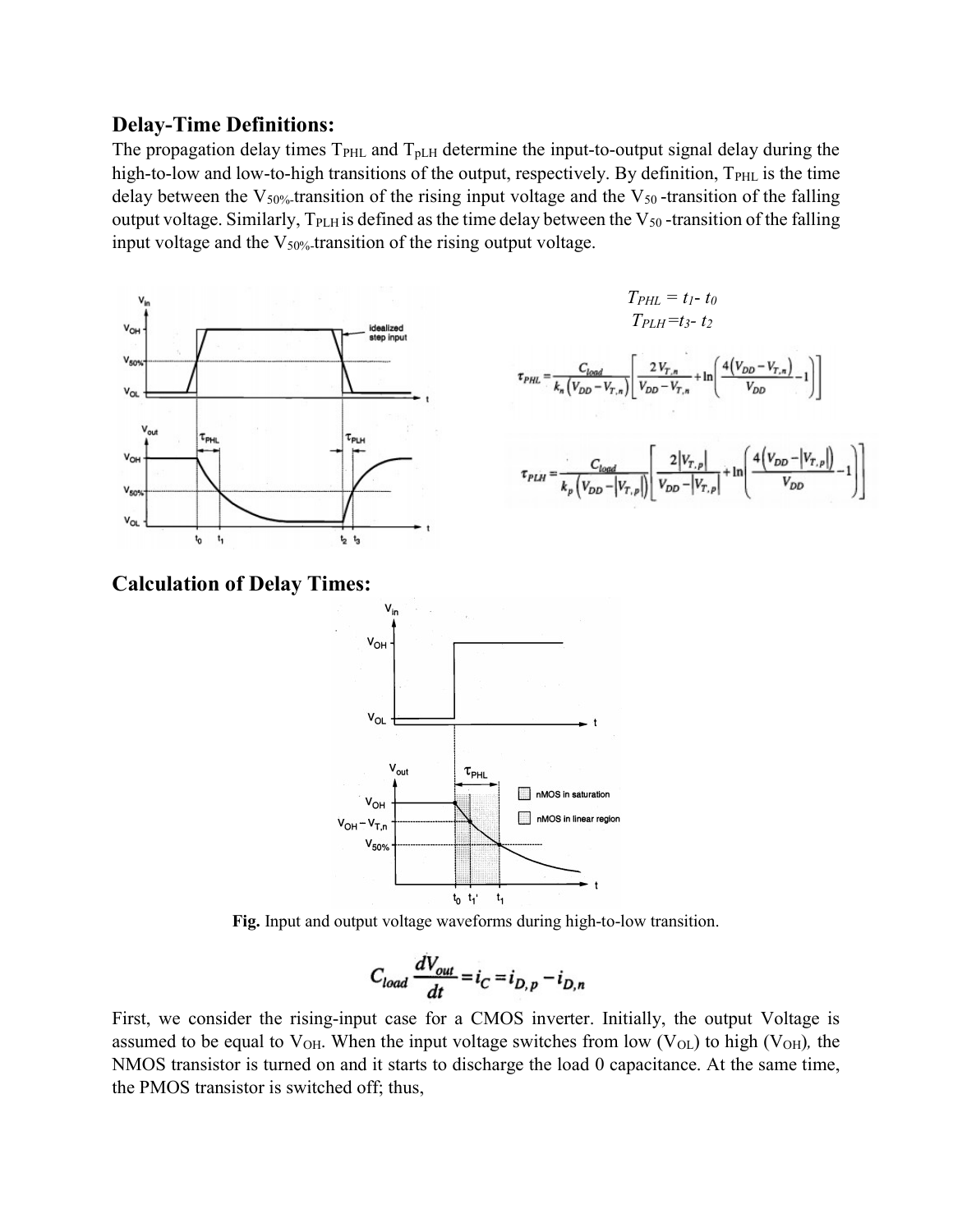## Delay-Time Definitions:

The propagation delay times $T_{PHL}$ and $T_{pLH}$ determine the input-to-output signal delay during the high-to-low and low-to-high transitions of the output, respectively. By definition, $T_{PHL}$ is the time delay between the $V_{50\%}$-transition of the rising input voltage and the $V_{50}$ -transition of the falling output voltage. Similarly, $T_{PLH}$ is defined as the time delay between the $V_{50}$ -transition of the falling input voltage and the $V_{50\%}$-transition of the rising output voltage.

$$T_{PHL} = t_1 - t_0$$

$$T_{PLH} = t_3 - t_2$$

$$\tau_{PHL} = \frac{C_{load}}{k_n\left(V_{DD}-V_{T,n}\right)}\left[\frac{2V_{T,n}}{V_{DD}-V_{T,n}}+\ln\left(\frac{4\left(V_{DD}-V_{T,n}\right)}{V_{DD}}-1\right)\right]$$

$$\tau_{PLH} = \frac{C_{load}}{k_p\left(V_{DD}-\left|V_{T,p}\right|\right)}\left[\frac{2\left|V_{T,p}\right|}{V_{DD}-\left|V_{T,p}\right|}+\ln\left(\frac{4\left(V_{DD}-\left|V_{T,p}\right|\right)}{V_{DD}}-1\right)\right]$$

## Calculation of Delay Times:

**Fig.** Input and output voltage waveforms during high-to-low transition.

$$C_{load}\frac{dV_{out}}{dt} = i_C = i_{D,p} - i_{D,n}$$

First, we consider the rising-input case for a CMOS inverter. Initially, the output Voltage is assumed to be equal to $V_{OH}$. When the input voltage switches from low ($V_{OL}$) to high ($V_{OH}$), the NMOS transistor is turned on and it starts to discharge the load 0 capacitance. At the same time, the PMOS transistor is switched off; thus,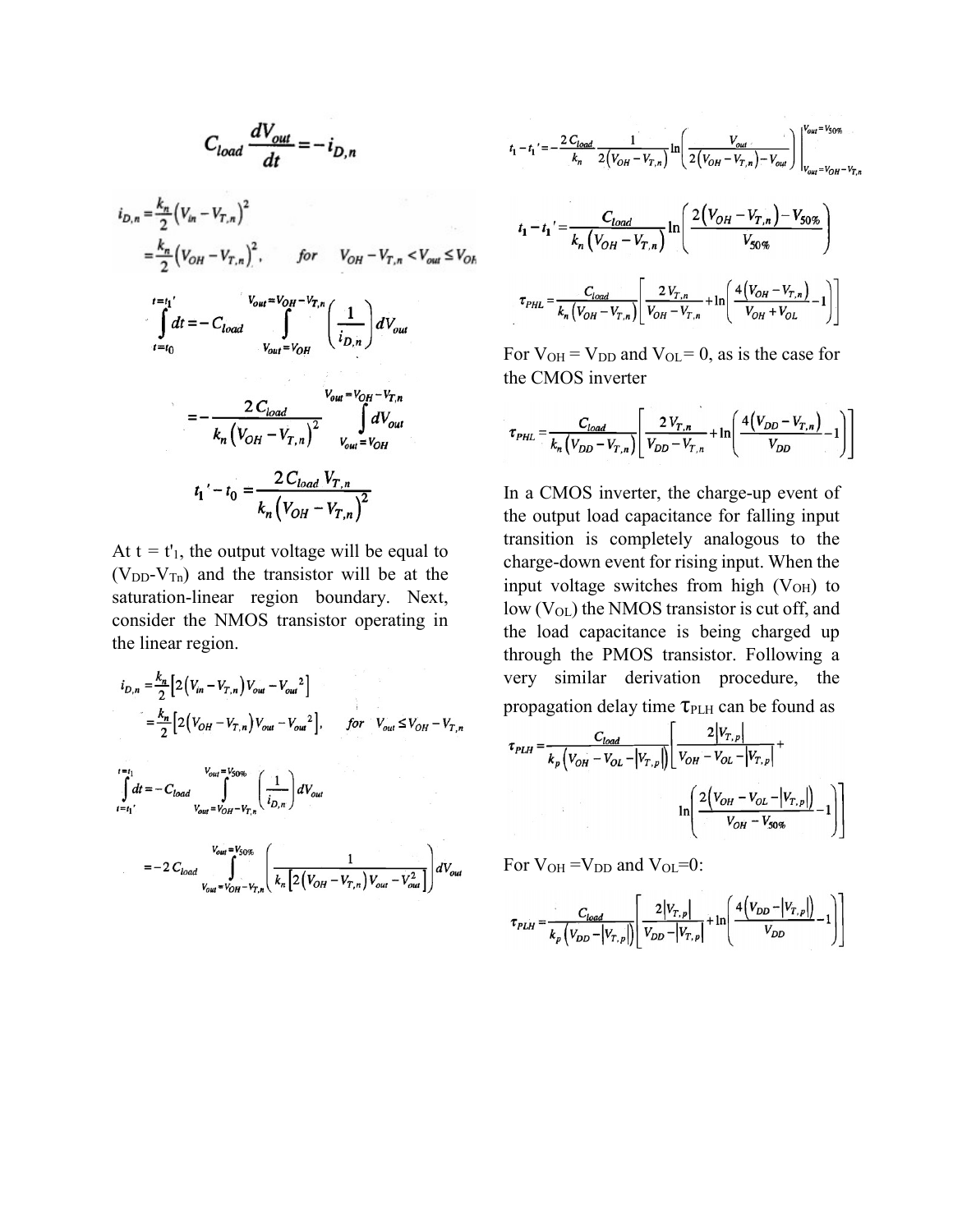$$C_{load}\frac{dV_{out}}{dt} = -i_{D,n}$$

$$i_{D,n} = \frac{k_n}{2}\left(V_{in} - V_{T,n}\right)^2$$
$$= \frac{k_n}{2}\left(V_{OH} - V_{T,n}\right)^2, \quad \text{for} \quad V_{OH} - V_{T,n} < V_{out} \leq V_{OH}$$

$$\int_{t=t_0}^{t=t_1'} dt = -C_{load}\int_{V_{out}=V_{OH}}^{V_{out}=V_{OH}-V_{T,n}}\left(\frac{1}{i_{D,n}}\right)dV_{out}$$

$$= -\frac{2C_{load}}{k_n\left(V_{OH} - V_{T,n}\right)^2}\int_{V_{out}=V_{OH}}^{V_{out}=V_{OH}-V_{T,n}} dV_{out}$$

$$t_1' - t_0 = \frac{2C_{load}V_{T,n}}{k_n\left(V_{OH} - V_{T,n}\right)^2}$$

At t = t'1, the output voltage will be equal to ($V_{DD}$-$V_{Tn}$) and the transistor will be at the saturation-linear region boundary. Next, consider the NMOS transistor operating in the linear region.

$$i_{D,n} = \frac{k_n}{2}\left[2\left(V_{in} - V_{T,n}\right)V_{out} - V_{out}^2\right]$$
$$= \frac{k_n}{2}\left[2\left(V_{OH} - V_{T,n}\right)V_{out} - V_{out}^2\right], \quad \text{for} \quad V_{out} \leq V_{OH} - V_{T,n}$$

$$\int_{t=t_1'}^{t=t_1} dt = -C_{load}\int_{V_{out}=V_{OH}-V_{T,n}}^{V_{out}=V_{50\%}}\left(\frac{1}{i_{D,n}}\right)dV_{out}$$

$$= -2C_{load}\int_{V_{out}=V_{OH}-V_{T,n}}^{V_{out}=V_{50\%}}\left(\frac{1}{k_n\left[2\left(V_{OH} - V_{T,n}\right)V_{out} - V_{out}^2\right]}\right)dV_{out}$$

$$t_1 - t_1' = -\frac{2C_{load}}{k_n}\frac{1}{2\left(V_{OH} - V_{T,n}\right)}\ln\left(\frac{V_{out}}{2\left(V_{OH} - V_{T,n}\right) - V_{out}}\right)\Bigg|_{V_{out}=V_{OH}-V_{T,n}}^{V_{out}=V_{50\%}}$$

$$t_1 - t_1' = \frac{C_{load}}{k_n\left(V_{OH} - V_{T,n}\right)}\ln\left(\frac{2\left(V_{OH} - V_{T,n}\right) - V_{50\%}}{V_{50\%}}\right)$$

$$\tau_{PHL} = \frac{C_{load}}{k_n\left(V_{OH} - V_{T,n}\right)}\left[\frac{2V_{T,n}}{V_{OH} - V_{T,n}} + \ln\left(\frac{4\left(V_{OH} - V_{T,n}\right)}{V_{OH} + V_{OL}} - 1\right)\right]$$

For $V_{OH} = V_{DD}$ and $V_{OL} = 0$, as is the case for the CMOS inverter

$$\tau_{PHL} = \frac{C_{load}}{k_n\left(V_{DD} - V_{T,n}\right)}\left[\frac{2V_{T,n}}{V_{DD} - V_{T,n}} + \ln\left(\frac{4\left(V_{DD} - V_{T,n}\right)}{V_{DD}} - 1\right)\right]$$

In a CMOS inverter, the charge-up event of the output load capacitance for falling input transition is completely analogous to the charge-down event for rising input. When the input voltage switches from high ($V_{OH}$) to low ($V_{OL}$) the NMOS transistor is cut off, and the load capacitance is being charged up through the PMOS transistor. Following a very similar derivation procedure, the propagation delay time $\tau_{PLH}$ can be found as

$$\tau_{PLH} = \frac{C_{load}}{k_p\left(V_{OH} - V_{OL} - |V_{T,p}|\right)}\left[\frac{2|V_{T,p}|}{V_{OH} - V_{OL} - |V_{T,p}|} + \ln\left(\frac{2\left(V_{OH} - V_{OL} - |V_{T,p}|\right)}{V_{OH} - V_{50\%}} - 1\right)\right]$$

For $V_{OH} = V_{DD}$ and $V_{OL} = 0$:

$$\tau_{PLH} = \frac{C_{load}}{k_p\left(V_{DD} - |V_{T,p}|\right)}\left[\frac{2|V_{T,p}|}{V_{DD} - |V_{T,p}|} + \ln\left(\frac{4\left(V_{DD} - |V_{T,p}|\right)}{V_{DD}} - 1\right)\right]$$